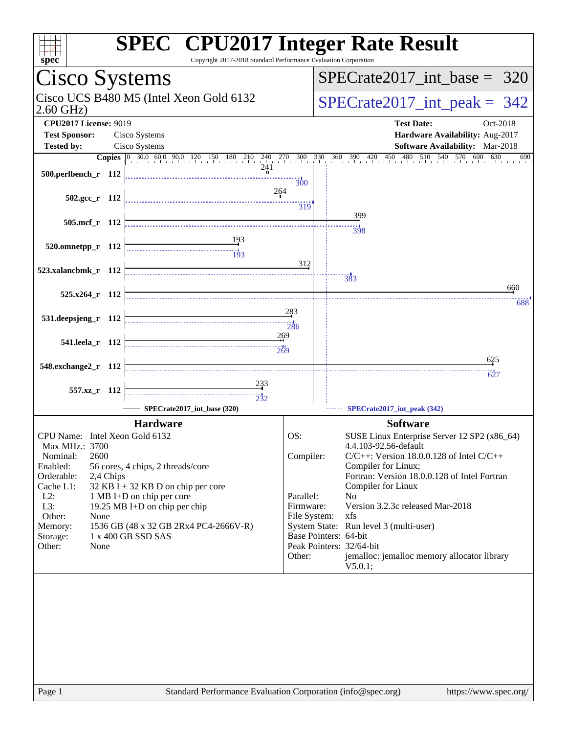# SPEC CPU2017 Integer Rate Result

Copyright 2017-2018 Standard Performance Evaluation Corporation

## Cisco Systems

Cisco UCS B480 M5 (Intel Xeon Gold 6132 2.60 GHz)

SPECrate2017_int_base = 320

SPECrate2017_int_peak = 342

**CPU2017 License:** 9019
**Test Sponsor:** Cisco Systems
**Tested by:** Cisco Systems

**Test Date:** Oct-2018
**Hardware Availability:** Aug-2017
**Software Availability:** Mar-2018

| Benchmark | Copies | Base | Peak |
|---|---|---|---|
| 500.perlbench_r | 112 | 241 | 300 |
| 502.gcc_r | 112 | 264 | 319 |
| 505.mcf_r | 112 | 399 | 398 |
| 520.omnetpp_r | 112 | 193 | 193 |
| 523.xalancbmk_r | 112 | 312 | 383 |
| 525.x264_r | 112 | 660 | 688 |
| 531.deepsjeng_r | 112 | 283 | 286 |
| 541.leela_r | 112 | 269 | 269 |
| 548.exchange2_r | 112 | 625 | 627 |
| 557.xz_r | 112 | 233 | 232 |

SPECrate2017_int_base (320) — SPECrate2017_int_peak (342)

### Hardware

| | |
|---|---|
| CPU Name: | Intel Xeon Gold 6132 |
| Max MHz.: | 3700 |
| Nominal: | 2600 |
| Enabled: | 56 cores, 4 chips, 2 threads/core |
| Orderable: | 2,4 Chips |
| Cache L1: | 32 KB I + 32 KB D on chip per core |
| L2: | 1 MB I+D on chip per core |
| L3: | 19.25 MB I+D on chip per chip |
| Other: | None |
| Memory: | 1536 GB (48 x 32 GB 2Rx4 PC4-2666V-R) |
| Storage: | 1 x 400 GB SSD SAS |
| Other: | None |

### Software

| | |
|---|---|
| OS: | SUSE Linux Enterprise Server 12 SP2 (x86_64) 4.4.103-92.56-default |
| Compiler: | C/C++: Version 18.0.0.128 of Intel C/C++ Compiler for Linux; Fortran: Version 18.0.0.128 of Intel Fortran Compiler for Linux |
| Parallel: | No |
| Firmware: | Version 3.2.3c released Mar-2018 |
| File System: | xfs |
| System State: | Run level 3 (multi-user) |
| Base Pointers: | 64-bit |
| Peak Pointers: | 32/64-bit |
| Other: | jemalloc: jemalloc memory allocator library V5.0.1; |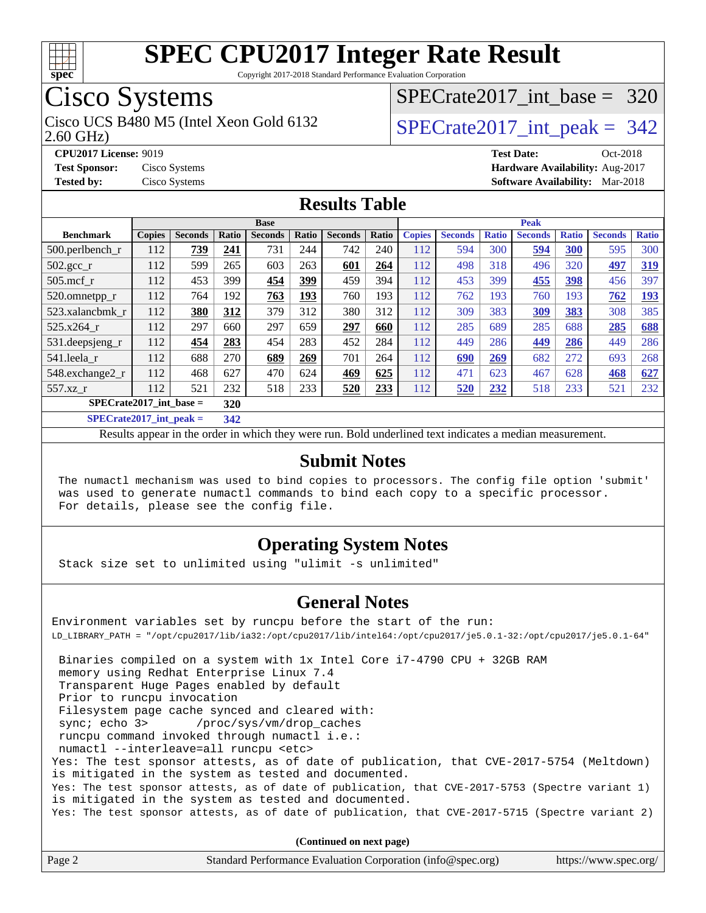# SPEC CPU2017 Integer Rate Result

Copyright 2017-2018 Standard Performance Evaluation Corporation

## Cisco Systems

Cisco UCS B480 M5 (Intel Xeon Gold 6132 2.60 GHz)

SPECrate2017_int_base = 320

SPECrate2017_int_peak = 342

**CPU2017 License:** 9019
**Test Sponsor:** Cisco Systems
**Tested by:** Cisco Systems

**Test Date:** Oct-2018
**Hardware Availability:** Aug-2017
**Software Availability:** Mar-2018

## Results Table

| | Base | | | | | | | Peak | | | | | | |
|---|---|---|---|---|---|---|---|---|---|---|---|---|---|---|
| **Benchmark** | **Copies** | **Seconds** | **Ratio** | **Seconds** | **Ratio** | **Seconds** | **Ratio** | **Copies** | **Seconds** | **Ratio** | **Seconds** | **Ratio** | **Seconds** | **Ratio** |
| 500.perlbench_r | 112 | **739** | **241** | 731 | 244 | 742 | 240 | 112 | 594 | 300 | **594** | **300** | 595 | 300 |
| 502.gcc_r | 112 | 599 | 265 | 603 | 263 | **601** | **264** | 112 | 498 | 318 | 496 | 320 | **497** | **319** |
| 505.mcf_r | 112 | 453 | 399 | **454** | **399** | 459 | 394 | 112 | 453 | 399 | **455** | **398** | 456 | 397 |
| 520.omnetpp_r | 112 | 764 | 192 | **763** | **193** | 760 | 193 | 112 | 762 | 193 | 760 | 193 | **762** | **193** |
| 523.xalancbmk_r | 112 | **380** | **312** | 379 | 312 | 380 | 312 | 112 | 309 | 383 | **309** | **383** | 308 | 385 |
| 525.x264_r | 112 | 297 | 660 | 297 | 659 | **297** | **660** | 112 | 285 | 689 | 285 | 688 | **285** | **688** |
| 531.deepsjeng_r | 112 | **454** | **283** | 454 | 283 | 452 | 284 | 112 | 449 | 286 | **449** | **286** | 449 | 286 |
| 541.leela_r | 112 | 688 | 270 | **689** | **269** | 701 | 264 | 112 | **690** | **269** | 682 | 272 | 693 | 268 |
| 548.exchange2_r | 112 | 468 | 627 | 470 | 624 | **469** | **625** | 112 | 471 | 623 | 467 | 628 | **468** | **627** |
| 557.xz_r | 112 | 521 | 232 | 518 | 233 | **520** | **233** | 112 | **520** | **232** | 518 | 233 | 521 | 232 |

**SPECrate2017_int_base =** **320**

**SPECrate2017_int_peak =** **342**

Results appear in the order in which they were run. Bold underlined text indicates a median measurement.

## Submit Notes

```
The numactl mechanism was used to bind copies to processors. The config file option 'submit'
was used to generate numactl commands to bind each copy to a specific processor.
For details, please see the config file.
```

## Operating System Notes

```
Stack size set to unlimited using "ulimit -s unlimited"
```

## General Notes

```
Environment variables set by runcpu before the start of the run:
LD_LIBRARY_PATH = "/opt/cpu2017/lib/ia32:/opt/cpu2017/lib/intel64:/opt/cpu2017/je5.0.1-32:/opt/cpu2017/je5.0.1-64"

 Binaries compiled on a system with 1x Intel Core i7-4790 CPU + 32GB RAM
 memory using Redhat Enterprise Linux 7.4
 Transparent Huge Pages enabled by default
 Prior to runcpu invocation
 Filesystem page cache synced and cleared with:
 sync; echo 3>       /proc/sys/vm/drop_caches
 runcpu command invoked through numactl i.e.:
 numactl --interleave=all runcpu <etc>
Yes: The test sponsor attests, as of date of publication, that CVE-2017-5754 (Meltdown)
is mitigated in the system as tested and documented.
Yes: The test sponsor attests, as of date of publication, that CVE-2017-5753 (Spectre variant 1)
is mitigated in the system as tested and documented.
Yes: The test sponsor attests, as of date of publication, that CVE-2017-5715 (Spectre variant 2)
```

**(Continued on next page)**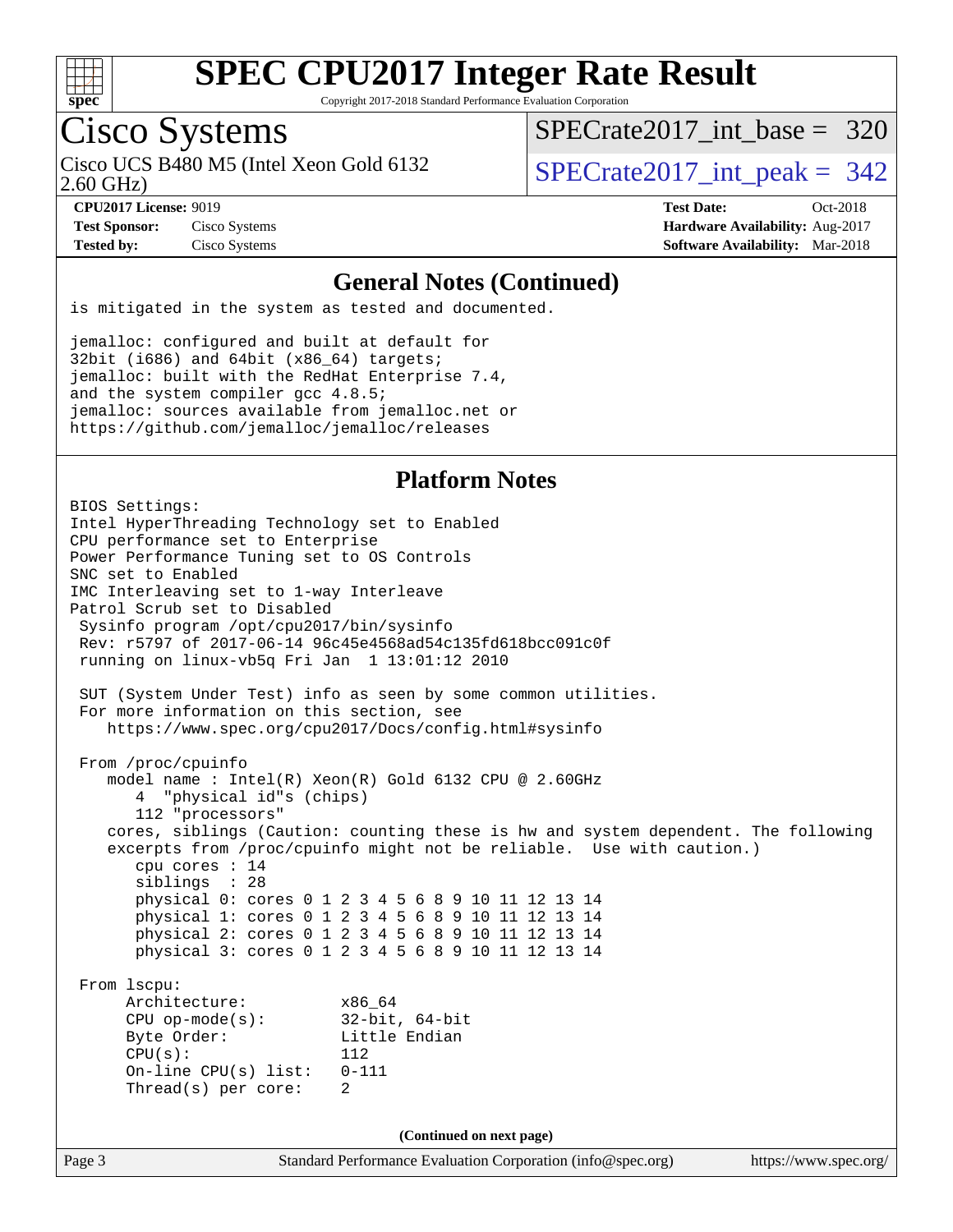# SPEC CPU2017 Integer Rate Result

Copyright 2017-2018 Standard Performance Evaluation Corporation

## Cisco Systems

Cisco UCS B480 M5 (Intel Xeon Gold 6132 2.60 GHz)

SPECrate2017_int_base = 320

SPECrate2017_int_peak = 342

**CPU2017 License:** 9019
**Test Sponsor:** Cisco Systems
**Tested by:** Cisco Systems

**Test Date:** Oct-2018
**Hardware Availability:** Aug-2017
**Software Availability:** Mar-2018

### General Notes (Continued)

```
is mitigated in the system as tested and documented.

jemalloc: configured and built at default for
32bit (i686) and 64bit (x86_64) targets;
jemalloc: built with the RedHat Enterprise 7.4,
and the system compiler gcc 4.8.5;
jemalloc: sources available from jemalloc.net or
https://github.com/jemalloc/jemalloc/releases
```

### Platform Notes

```
BIOS Settings:
Intel HyperThreading Technology set to Enabled
CPU performance set to Enterprise
Power Performance Tuning set to OS Controls
SNC set to Enabled
IMC Interleaving set to 1-way Interleave
Patrol Scrub set to Disabled
 Sysinfo program /opt/cpu2017/bin/sysinfo
 Rev: r5797 of 2017-06-14 96c45e4568ad54c135fd618bcc091c0f
 running on linux-vb5q Fri Jan  1 13:01:12 2010

 SUT (System Under Test) info as seen by some common utilities.
 For more information on this section, see
    https://www.spec.org/cpu2017/Docs/config.html#sysinfo

 From /proc/cpuinfo
    model name : Intel(R) Xeon(R) Gold 6132 CPU @ 2.60GHz
       4  "physical id"s (chips)
       112 "processors"
    cores, siblings (Caution: counting these is hw and system dependent. The following
    excerpts from /proc/cpuinfo might not be reliable.  Use with caution.)
       cpu cores : 14
       siblings  : 28
       physical 0: cores 0 1 2 3 4 5 6 8 9 10 11 12 13 14
       physical 1: cores 0 1 2 3 4 5 6 8 9 10 11 12 13 14
       physical 2: cores 0 1 2 3 4 5 6 8 9 10 11 12 13 14
       physical 3: cores 0 1 2 3 4 5 6 8 9 10 11 12 13 14

 From lscpu:
      Architecture:          x86_64
      CPU op-mode(s):        32-bit, 64-bit
      Byte Order:            Little Endian
      CPU(s):                112
      On-line CPU(s) list:   0-111
      Thread(s) per core:    2
```

(Continued on next page)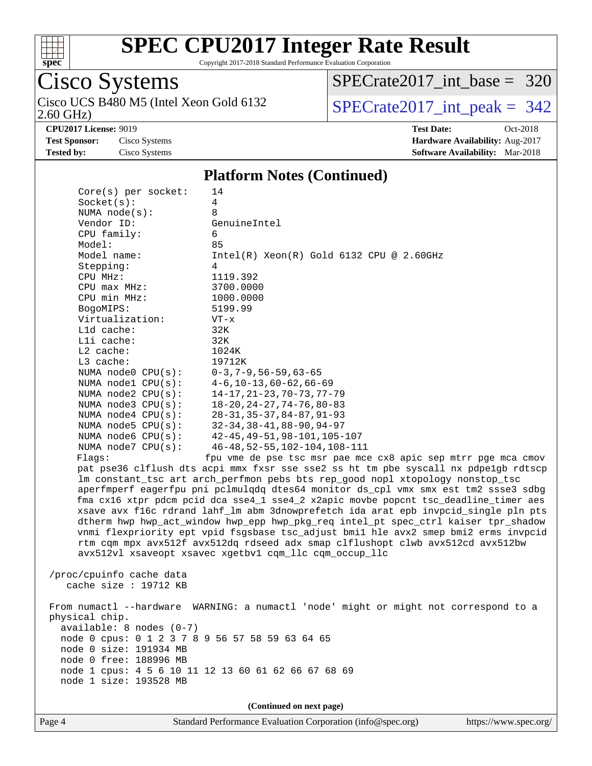## Platform Notes (Continued)

```
    Core(s) per socket:    14
    Socket(s):             4
    NUMA node(s):          8
    Vendor ID:             GenuineIntel
    CPU family:            6
    Model:                 85
    Model name:            Intel(R) Xeon(R) Gold 6132 CPU @ 2.60GHz
    Stepping:              4
    CPU MHz:               1119.392
    CPU max MHz:           3700.0000
    CPU min MHz:           1000.0000
    BogoMIPS:              5199.99
    Virtualization:        VT-x
    L1d cache:             32K
    L1i cache:             32K
    L2 cache:              1024K
    L3 cache:              19712K
    NUMA node0 CPU(s):     0-3,7-9,56-59,63-65
    NUMA node1 CPU(s):     4-6,10-13,60-62,66-69
    NUMA node2 CPU(s):     14-17,21-23,70-73,77-79
    NUMA node3 CPU(s):     18-20,24-27,74-76,80-83
    NUMA node4 CPU(s):     28-31,35-37,84-87,91-93
    NUMA node5 CPU(s):     32-34,38-41,88-90,94-97
    NUMA node6 CPU(s):     42-45,49-51,98-101,105-107
    NUMA node7 CPU(s):     46-48,52-55,102-104,108-111
    Flags:                 fpu vme de pse tsc msr pae mce cx8 apic sep mtrr pge mca cmov
    pat pse36 clflush dts acpi mmx fxsr sse sse2 ss ht tm pbe syscall nx pdpe1gb rdtscp
    lm constant_tsc art arch_perfmon pebs bts rep_good nopl xtopology nonstop_tsc
    aperfmperf eagerfpu pni pclmulqdq dtes64 monitor ds_cpl vmx smx est tm2 ssse3 sdbg
    fma cx16 xtpr pdcm pcid dca sse4_1 sse4_2 x2apic movbe popcnt tsc_deadline_timer aes
    xsave avx f16c rdrand lahf_lm abm 3dnowprefetch ida arat epb invpcid_single pln pts
    dtherm hwp hwp_act_window hwp_epp hwp_pkg_req intel_pt spec_ctrl kaiser tpr_shadow
    vnmi flexpriority ept vpid fsgsbase tsc_adjust bmi1 hle avx2 smep bmi2 erms invpcid
    rtm cqm mpx avx512f avx512dq rdseed adx smap clflushopt clwb avx512cd avx512bw
    avx512vl xsaveopt xsavec xgetbv1 cqm_llc cqm_occup_llc

 /proc/cpuinfo cache data
    cache size : 19712 KB

 From numactl --hardware  WARNING: a numactl 'node' might or might not correspond to a
 physical chip.
   available: 8 nodes (0-7)
   node 0 cpus: 0 1 2 3 7 8 9 56 57 58 59 63 64 65
   node 0 size: 191934 MB
   node 0 free: 188996 MB
   node 1 cpus: 4 5 6 10 11 12 13 60 61 62 66 67 68 69
   node 1 size: 193528 MB
```

(Continued on next page)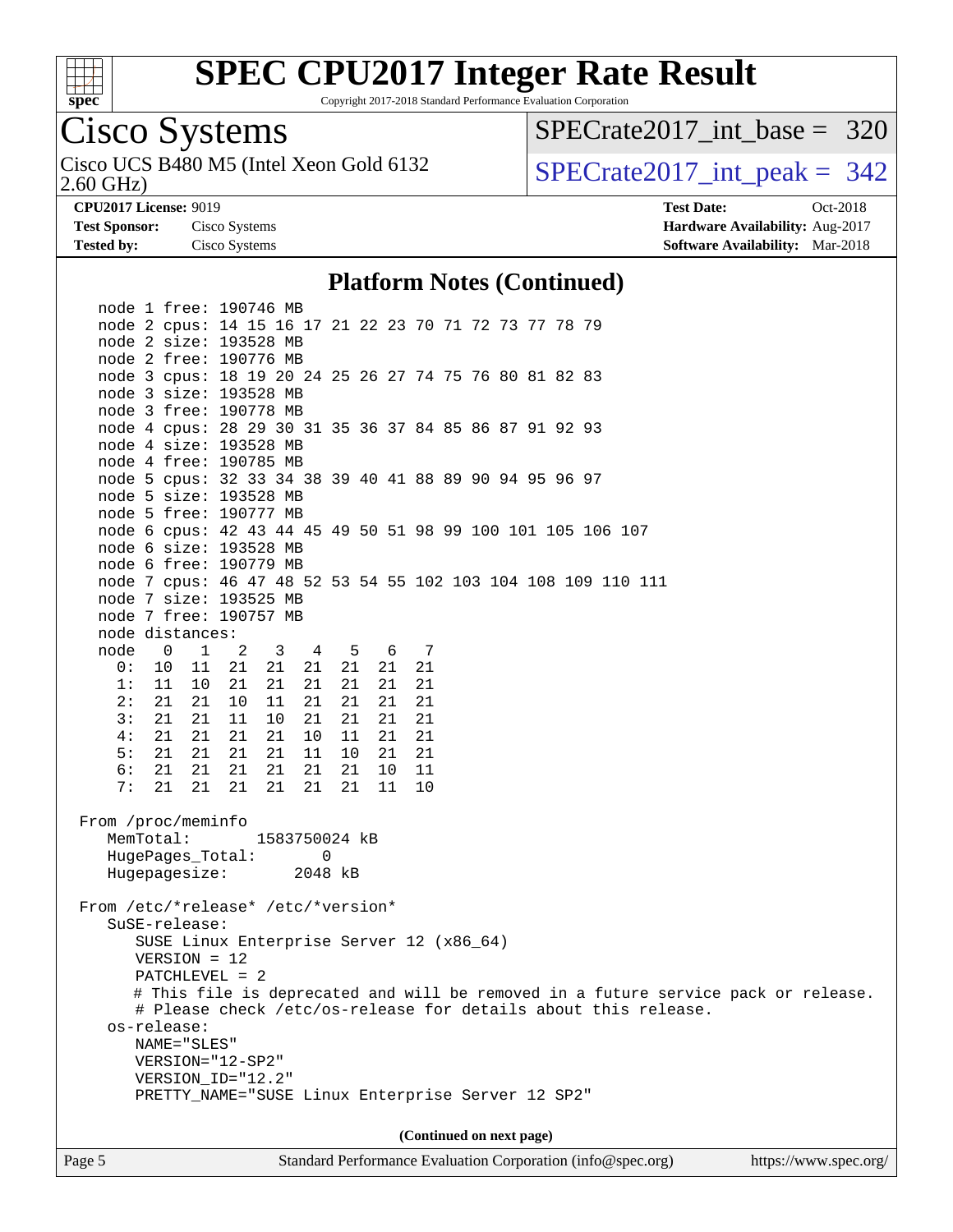# SPEC CPU2017 Integer Rate Result

Copyright 2017-2018 Standard Performance Evaluation Corporation

**Cisco Systems**

Cisco UCS B480 M5 (Intel Xeon Gold 6132 2.60 GHz)

SPECrate2017_int_base = 320

SPECrate2017_int_peak = 342

**CPU2017 License:** 9019
**Test Sponsor:** Cisco Systems
**Tested by:** Cisco Systems

**Test Date:** Oct-2018
**Hardware Availability:** Aug-2017
**Software Availability:** Mar-2018

## Platform Notes (Continued)

```
    node 1 free: 190746 MB
    node 2 cpus: 14 15 16 17 21 22 23 70 71 72 73 77 78 79
    node 2 size: 193528 MB
    node 2 free: 190776 MB
    node 3 cpus: 18 19 20 24 25 26 27 74 75 76 80 81 82 83
    node 3 size: 193528 MB
    node 3 free: 190778 MB
    node 4 cpus: 28 29 30 31 35 36 37 84 85 86 87 91 92 93
    node 4 size: 193528 MB
    node 4 free: 190785 MB
    node 5 cpus: 32 33 34 38 39 40 41 88 89 90 94 95 96 97
    node 5 size: 193528 MB
    node 5 free: 190777 MB
    node 6 cpus: 42 43 44 45 49 50 51 98 99 100 101 105 106 107
    node 6 size: 193528 MB
    node 6 free: 190779 MB
    node 7 cpus: 46 47 48 52 53 54 55 102 103 104 108 109 110 111
    node 7 size: 193525 MB
    node 7 free: 190757 MB
    node distances:
    node   0   1   2   3   4   5   6   7
      0:  10  11  21  21  21  21  21  21
      1:  11  10  21  21  21  21  21  21
      2:  21  21  10  11  21  21  21  21
      3:  21  21  11  10  21  21  21  21
      4:  21  21  21  21  10  11  21  21
      5:  21  21  21  21  11  10  21  21
      6:  21  21  21  21  21  21  10  11
      7:  21  21  21  21  21  21  11  10

 From /proc/meminfo
    MemTotal:       1583750024 kB
    HugePages_Total:       0
    Hugepagesize:       2048 kB

 From /etc/*release* /etc/*version*
    SuSE-release:
       SUSE Linux Enterprise Server 12 (x86_64)
       VERSION = 12
       PATCHLEVEL = 2
       # This file is deprecated and will be removed in a future service pack or release.
       # Please check /etc/os-release for details about this release.
    os-release:
       NAME="SLES"
       VERSION="12-SP2"
       VERSION_ID="12.2"
       PRETTY_NAME="SUSE Linux Enterprise Server 12 SP2"
```

**(Continued on next page)**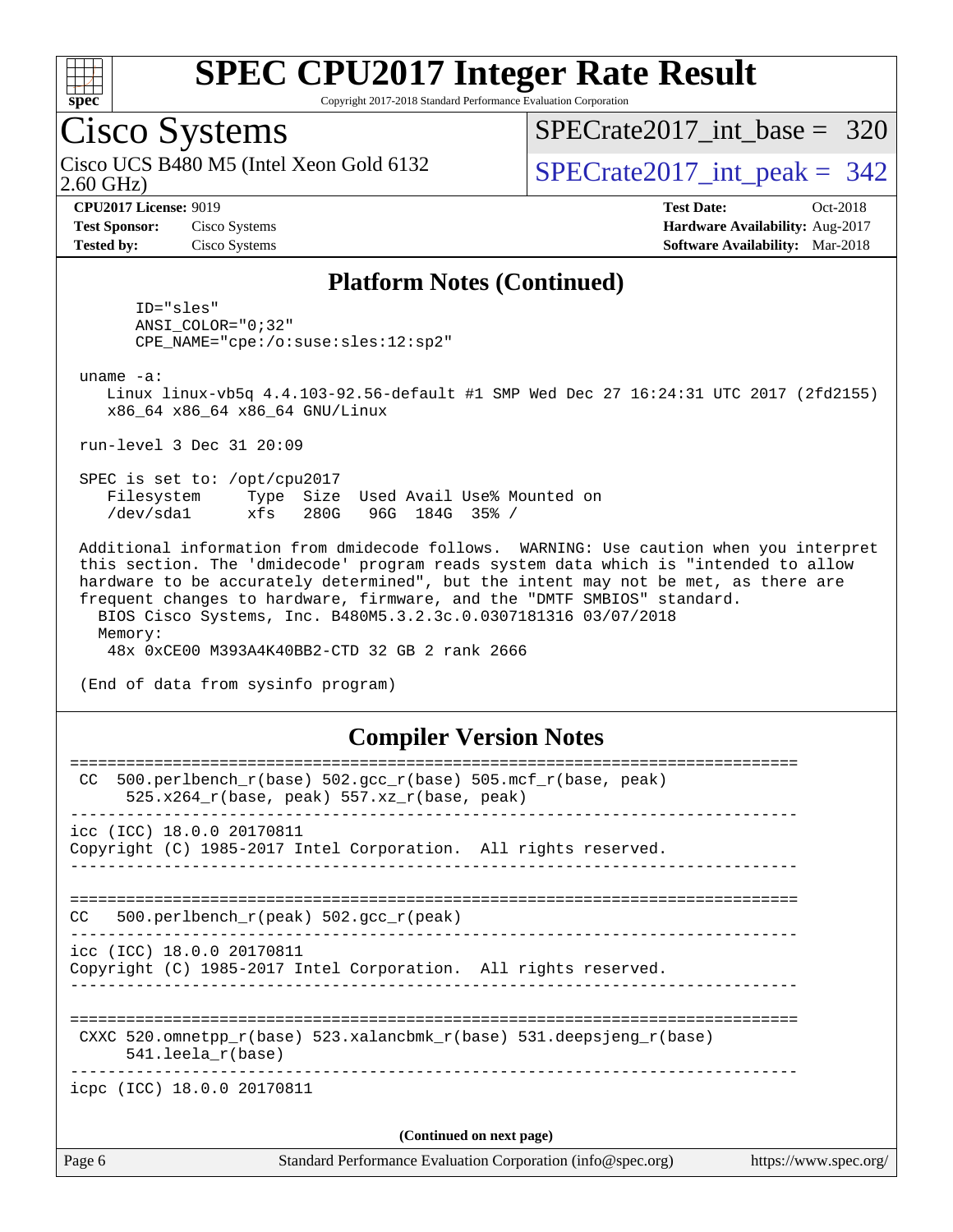# SPEC CPU2017 Integer Rate Result

Copyright 2017-2018 Standard Performance Evaluation Corporation

## Cisco Systems

Cisco UCS B480 M5 (Intel Xeon Gold 6132 2.60 GHz)

SPECrate2017_int_base = 320

SPECrate2017_int_peak = 342

**CPU2017 License:** 9019
**Test Sponsor:** Cisco Systems
**Tested by:** Cisco Systems

**Test Date:** Oct-2018
**Hardware Availability:** Aug-2017
**Software Availability:** Mar-2018

### Platform Notes (Continued)

```
       ID="sles"
       ANSI_COLOR="0;32"
       CPE_NAME="cpe:/o:suse:sles:12:sp2"

 uname -a:
    Linux linux-vb5q 4.4.103-92.56-default #1 SMP Wed Dec 27 16:24:31 UTC 2017 (2fd2155)
    x86_64 x86_64 x86_64 GNU/Linux

 run-level 3 Dec 31 20:09

 SPEC is set to: /opt/cpu2017
    Filesystem     Type  Size  Used Avail Use% Mounted on
    /dev/sda1      xfs   280G   96G  184G  35% /

 Additional information from dmidecode follows.  WARNING: Use caution when you interpret
 this section. The 'dmidecode' program reads system data which is "intended to allow
 hardware to be accurately determined", but the intent may not be met, as there are
 frequent changes to hardware, firmware, and the "DMTF SMBIOS" standard.
   BIOS Cisco Systems, Inc. B480M5.3.2.3c.0.0307181316 03/07/2018
   Memory:
    48x 0xCE00 M393A4K40BB2-CTD 32 GB 2 rank 2666

 (End of data from sysinfo program)
```

### Compiler Version Notes

```
==============================================================================
 CC  500.perlbench_r(base) 502.gcc_r(base) 505.mcf_r(base, peak)
      525.x264_r(base, peak) 557.xz_r(base, peak)
------------------------------------------------------------------------------
icc (ICC) 18.0.0 20170811
Copyright (C) 1985-2017 Intel Corporation.  All rights reserved.
------------------------------------------------------------------------------

==============================================================================
CC   500.perlbench_r(peak) 502.gcc_r(peak)
------------------------------------------------------------------------------
icc (ICC) 18.0.0 20170811
Copyright (C) 1985-2017 Intel Corporation.  All rights reserved.
------------------------------------------------------------------------------

==============================================================================
 CXXC 520.omnetpp_r(base) 523.xalancbmk_r(base) 531.deepsjeng_r(base)
      541.leela_r(base)
------------------------------------------------------------------------------
icpc (ICC) 18.0.0 20170811
```

(Continued on next page)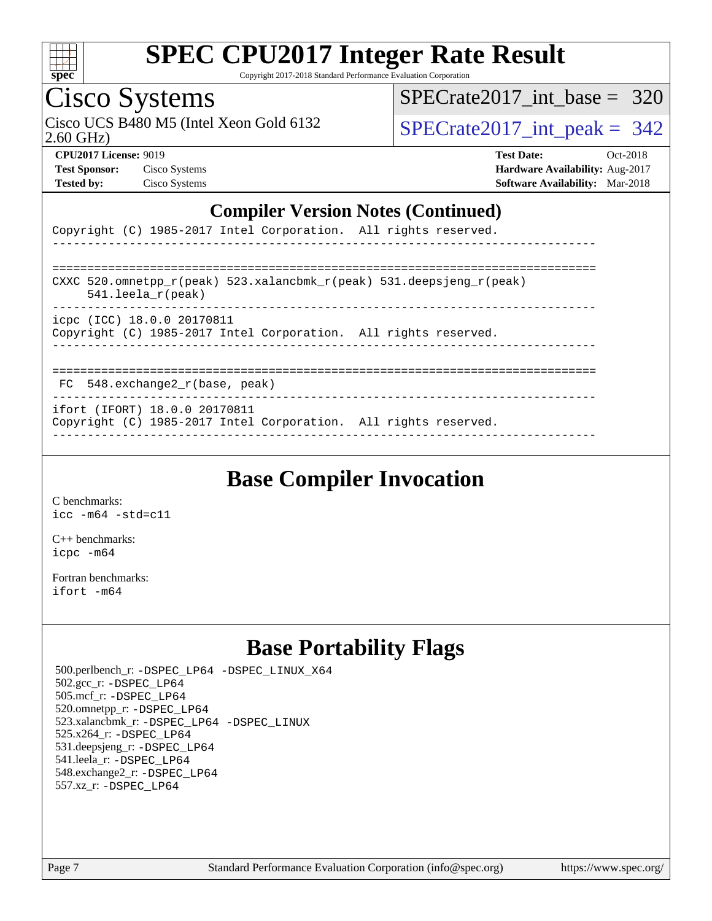## Compiler Version Notes (Continued)

```
Copyright (C) 1985-2017 Intel Corporation.  All rights reserved.
------------------------------------------------------------------------------

==============================================================================
CXXC 520.omnetpp_r(peak) 523.xalancbmk_r(peak) 531.deepsjeng_r(peak)
     541.leela_r(peak)
------------------------------------------------------------------------------
icpc (ICC) 18.0.0 20170811
Copyright (C) 1985-2017 Intel Corporation.  All rights reserved.
------------------------------------------------------------------------------

==============================================================================
 FC  548.exchange2_r(base, peak)
------------------------------------------------------------------------------
ifort (IFORT) 18.0.0 20170811
Copyright (C) 1985-2017 Intel Corporation.  All rights reserved.
------------------------------------------------------------------------------
```

## Base Compiler Invocation

C benchmarks:
icc -m64 -std=c11

C++ benchmarks:
icpc -m64

Fortran benchmarks:
ifort -m64

## Base Portability Flags

500.perlbench_r: -DSPEC_LP64 -DSPEC_LINUX_X64
502.gcc_r: -DSPEC_LP64
505.mcf_r: -DSPEC_LP64
520.omnetpp_r: -DSPEC_LP64
523.xalancbmk_r: -DSPEC_LP64 -DSPEC_LINUX
525.x264_r: -DSPEC_LP64
531.deepsjeng_r: -DSPEC_LP64
541.leela_r: -DSPEC_LP64
548.exchange2_r: -DSPEC_LP64
557.xz_r: -DSPEC_LP64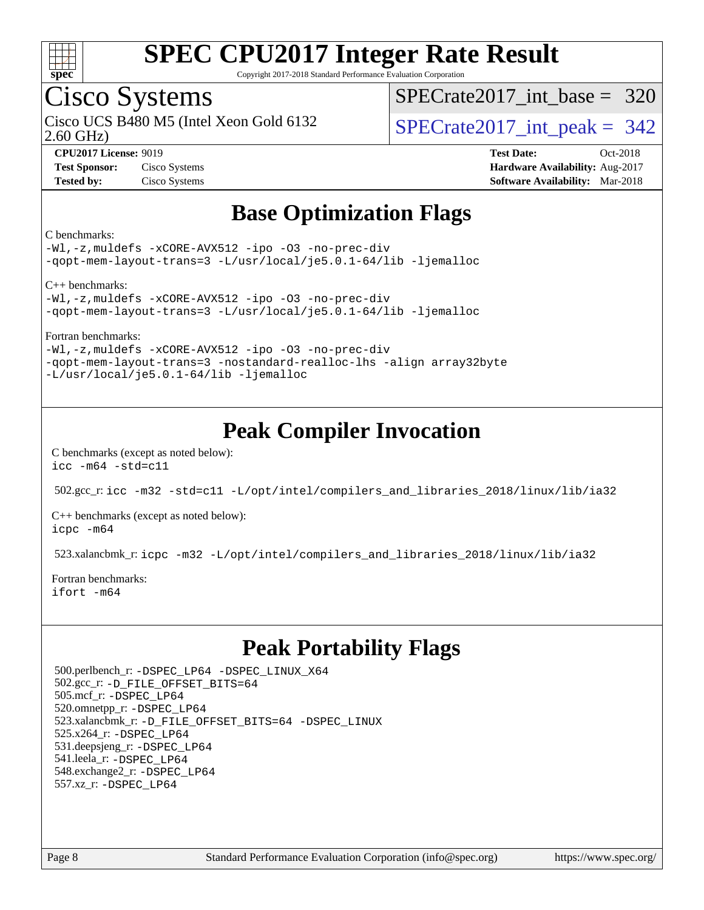# SPEC CPU2017 Integer Rate Result

Copyright 2017-2018 Standard Performance Evaluation Corporation

## Cisco Systems

Cisco UCS B480 M5 (Intel Xeon Gold 6132 2.60 GHz)

SPECrate2017_int_base = 320

SPECrate2017_int_peak = 342

**CPU2017 License:** 9019
**Test Sponsor:** Cisco Systems
**Tested by:** Cisco Systems

**Test Date:** Oct-2018
**Hardware Availability:** Aug-2017
**Software Availability:** Mar-2018

## Base Optimization Flags

C benchmarks:

```
-Wl,-z,muldefs -xCORE-AVX512 -ipo -O3 -no-prec-div
-qopt-mem-layout-trans=3 -L/usr/local/je5.0.1-64/lib -ljemalloc
```

C++ benchmarks:

```
-Wl,-z,muldefs -xCORE-AVX512 -ipo -O3 -no-prec-div
-qopt-mem-layout-trans=3 -L/usr/local/je5.0.1-64/lib -ljemalloc
```

Fortran benchmarks:

```
-Wl,-z,muldefs -xCORE-AVX512 -ipo -O3 -no-prec-div
-qopt-mem-layout-trans=3 -nostandard-realloc-lhs -align array32byte
-L/usr/local/je5.0.1-64/lib -ljemalloc
```

## Peak Compiler Invocation

C benchmarks (except as noted below):
```
icc -m64 -std=c11
```

502.gcc_r: `icc -m32 -std=c11 -L/opt/intel/compilers_and_libraries_2018/linux/lib/ia32`

C++ benchmarks (except as noted below):
```
icpc -m64
```

523.xalancbmk_r: `icpc -m32 -L/opt/intel/compilers_and_libraries_2018/linux/lib/ia32`

Fortran benchmarks:
```
ifort -m64
```

## Peak Portability Flags

500.perlbench_r: `-DSPEC_LP64 -DSPEC_LINUX_X64`
502.gcc_r: `-D_FILE_OFFSET_BITS=64`
505.mcf_r: `-DSPEC_LP64`
520.omnetpp_r: `-DSPEC_LP64`
523.xalancbmk_r: `-D_FILE_OFFSET_BITS=64 -DSPEC_LINUX`
525.x264_r: `-DSPEC_LP64`
531.deepsjeng_r: `-DSPEC_LP64`
541.leela_r: `-DSPEC_LP64`
548.exchange2_r: `-DSPEC_LP64`
557.xz_r: `-DSPEC_LP64`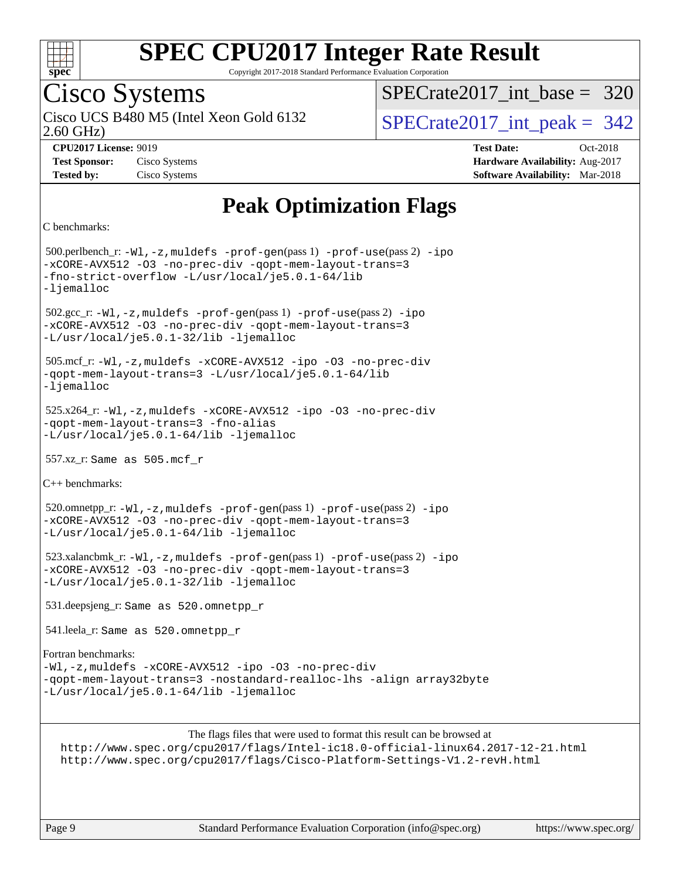# SPEC CPU2017 Integer Rate Result

Copyright 2017-2018 Standard Performance Evaluation Corporation

## Cisco Systems

Cisco UCS B480 M5 (Intel Xeon Gold 6132 2.60 GHz)

SPECrate2017_int_base = 320

SPECrate2017_int_peak = 342

**CPU2017 License:** 9019
**Test Sponsor:** Cisco Systems
**Tested by:** Cisco Systems

**Test Date:** Oct-2018
**Hardware Availability:** Aug-2017
**Software Availability:** Mar-2018

# Peak Optimization Flags

C benchmarks:

500.perlbench_r: `-Wl,-z,muldefs -prof-gen`(pass 1) `-prof-use`(pass 2) `-ipo -xCORE-AVX512 -O3 -no-prec-div -qopt-mem-layout-trans=3 -fno-strict-overflow -L/usr/local/je5.0.1-64/lib -ljemalloc`

502.gcc_r: `-Wl,-z,muldefs -prof-gen`(pass 1) `-prof-use`(pass 2) `-ipo -xCORE-AVX512 -O3 -no-prec-div -qopt-mem-layout-trans=3 -L/usr/local/je5.0.1-32/lib -ljemalloc`

505.mcf_r: `-Wl,-z,muldefs -xCORE-AVX512 -ipo -O3 -no-prec-div -qopt-mem-layout-trans=3 -L/usr/local/je5.0.1-64/lib -ljemalloc`

525.x264_r: `-Wl,-z,muldefs -xCORE-AVX512 -ipo -O3 -no-prec-div -qopt-mem-layout-trans=3 -fno-alias -L/usr/local/je5.0.1-64/lib -ljemalloc`

557.xz_r: Same as 505.mcf_r

C++ benchmarks:

520.omnetpp_r: `-Wl,-z,muldefs -prof-gen`(pass 1) `-prof-use`(pass 2) `-ipo -xCORE-AVX512 -O3 -no-prec-div -qopt-mem-layout-trans=3 -L/usr/local/je5.0.1-64/lib -ljemalloc`

523.xalancbmk_r: `-Wl,-z,muldefs -prof-gen`(pass 1) `-prof-use`(pass 2) `-ipo -xCORE-AVX512 -O3 -no-prec-div -qopt-mem-layout-trans=3 -L/usr/local/je5.0.1-32/lib -ljemalloc`

531.deepsjeng_r: Same as 520.omnetpp_r

541.leela_r: Same as 520.omnetpp_r

Fortran benchmarks:

`-Wl,-z,muldefs -xCORE-AVX512 -ipo -O3 -no-prec-div -qopt-mem-layout-trans=3 -nostandard-realloc-lhs -align array32byte -L/usr/local/je5.0.1-64/lib -ljemalloc`

The flags files that were used to format this result can be browsed at

http://www.spec.org/cpu2017/flags/Intel-ic18.0-official-linux64.2017-12-21.html
http://www.spec.org/cpu2017/flags/Cisco-Platform-Settings-V1.2-revH.html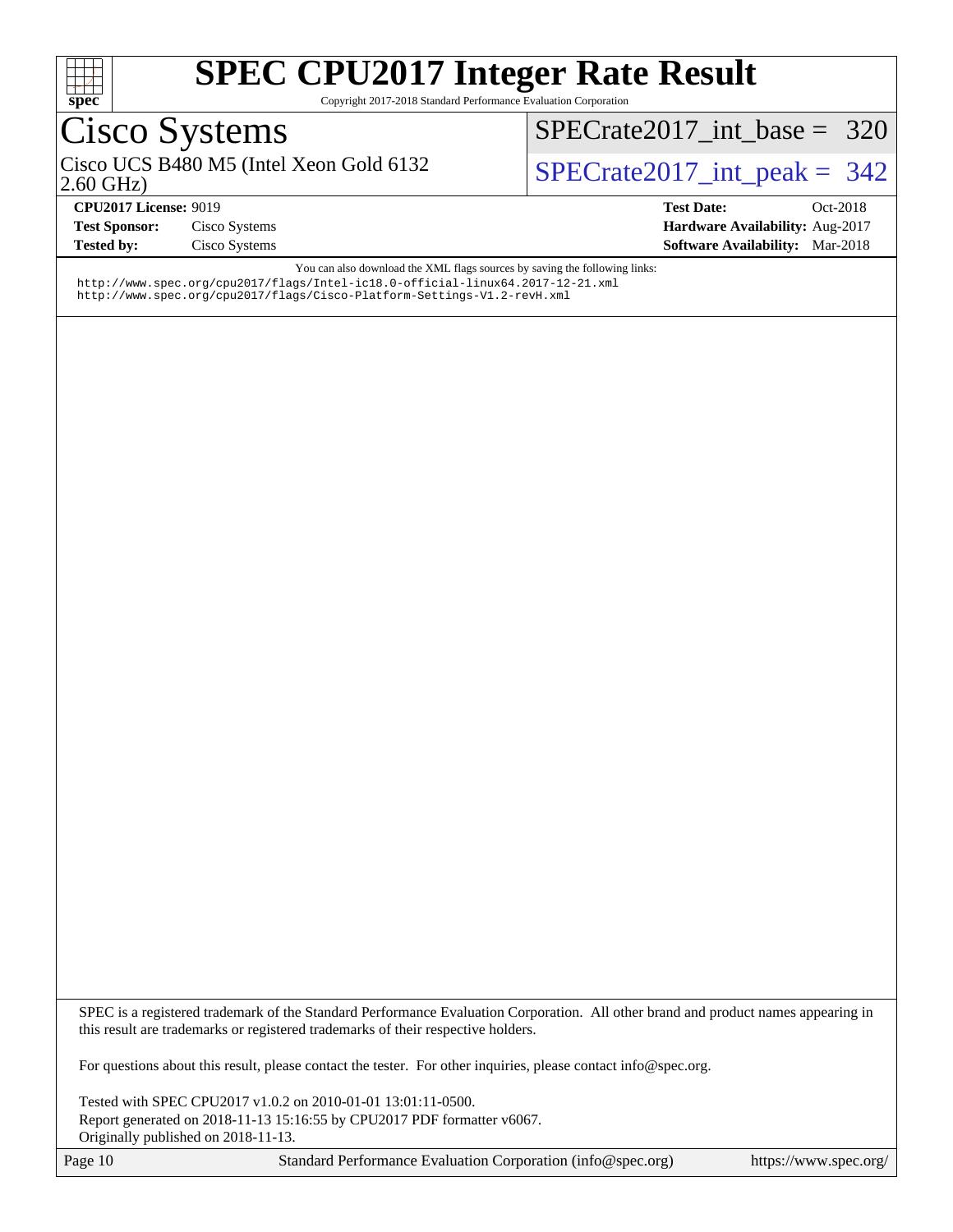# SPEC CPU2017 Integer Rate Result

Copyright 2017-2018 Standard Performance Evaluation Corporation

## Cisco Systems

Cisco UCS B480 M5 (Intel Xeon Gold 6132 2.60 GHz)

SPECrate2017_int_base = 320

SPECrate2017_int_peak = 342

**CPU2017 License:** 9019
**Test Sponsor:** Cisco Systems
**Tested by:** Cisco Systems

**Test Date:** Oct-2018
**Hardware Availability:** Aug-2017
**Software Availability:** Mar-2018

You can also download the XML flags sources by saving the following links:
http://www.spec.org/cpu2017/flags/Intel-ic18.0-official-linux64.2017-12-21.xml
http://www.spec.org/cpu2017/flags/Cisco-Platform-Settings-V1.2-revH.xml

SPEC is a registered trademark of the Standard Performance Evaluation Corporation. All other brand and product names appearing in this result are trademarks or registered trademarks of their respective holders.

For questions about this result, please contact the tester. For other inquiries, please contact info@spec.org.

Tested with SPEC CPU2017 v1.0.2 on 2010-01-01 13:01:11-0500.
Report generated on 2018-11-13 15:16:55 by CPU2017 PDF formatter v6067.
Originally published on 2018-11-13.